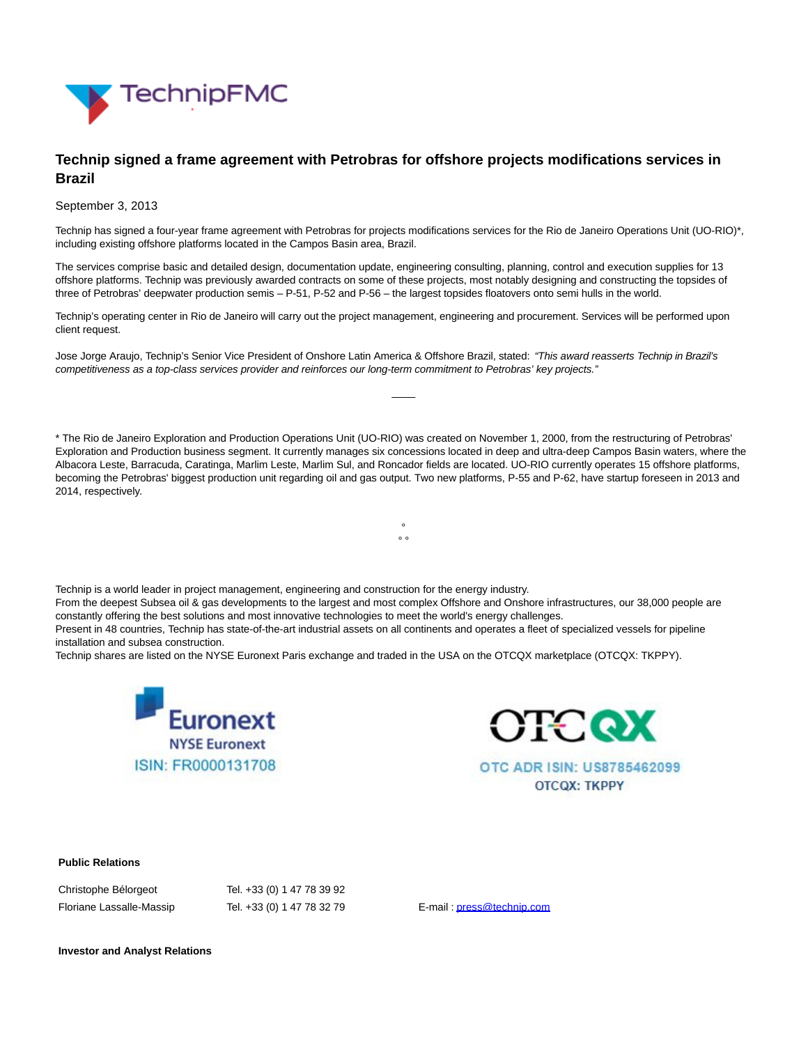# Technip signed a frame agreement with Petrobras for offshore projects modifications services in Brazil

September 3, 2013

Technip has signed a four-year frame agreement with Petrobras for projects modifications services for the Rio de Janeiro Operations Unit (UO-RIO)*, including existing offshore platforms located in the Campos Basin area, Brazil.

The services comprise basic and detailed design, documentation update, engineering consulting, planning, control and execution supplies for 13 offshore platforms. Technip was previously awarded contracts on some of these projects, most notably designing and constructing the topsides of three of Petrobras' deepwater production semis – P-51, P-52 and P-56 – the largest topsides floatovers onto semi hulls in the world.

Technip's operating center in Rio de Janeiro will carry out the project management, engineering and procurement. Services will be performed upon client request.

Jose Jorge Araujo, Technip's Senior Vice President of Onshore Latin America & Offshore Brazil, stated: *"This award reasserts Technip in Brazil's competitiveness as a top-class services provider and reinforces our long-term commitment to Petrobras' key projects."*

---

* The Rio de Janeiro Exploration and Production Operations Unit (UO-RIO) was created on November 1, 2000, from the restructuring of Petrobras' Exploration and Production business segment. It currently manages six concessions located in deep and ultra-deep Campos Basin waters, where the Albacora Leste, Barracuda, Caratinga, Marlim Leste, Marlim Sul, and Roncador fields are located. UO-RIO currently operates 15 offshore platforms, becoming the Petrobras' biggest production unit regarding oil and gas output. Two new platforms, P-55 and P-62, have startup foreseen in 2013 and 2014, respectively.

°
° °

Technip is a world leader in project management, engineering and construction for the energy industry.
From the deepest Subsea oil & gas developments to the largest and most complex Offshore and Onshore infrastructures, our 38,000 people are constantly offering the best solutions and most innovative technologies to meet the world's energy challenges.
Present in 48 countries, Technip has state-of-the-art industrial assets on all continents and operates a fleet of specialized vessels for pipeline installation and subsea construction.
Technip shares are listed on the NYSE Euronext Paris exchange and traded in the USA on the OTCQX marketplace (OTCQX: TKPPY).

Euronext
NYSE Euronext
ISIN: FR0000131708

OTCQX
OTC ADR ISIN: US8785462099
OTCQX: TKPPY

**Public Relations**

| | | |
|---|---|---|
| Christophe Bélorgeot | Tel. +33 (0) 1 47 78 39 92 | |
| Floriane Lassalle-Massip | Tel. +33 (0) 1 47 78 32 79 | E-mail : press@technip.com |

**Investor and Analyst Relations**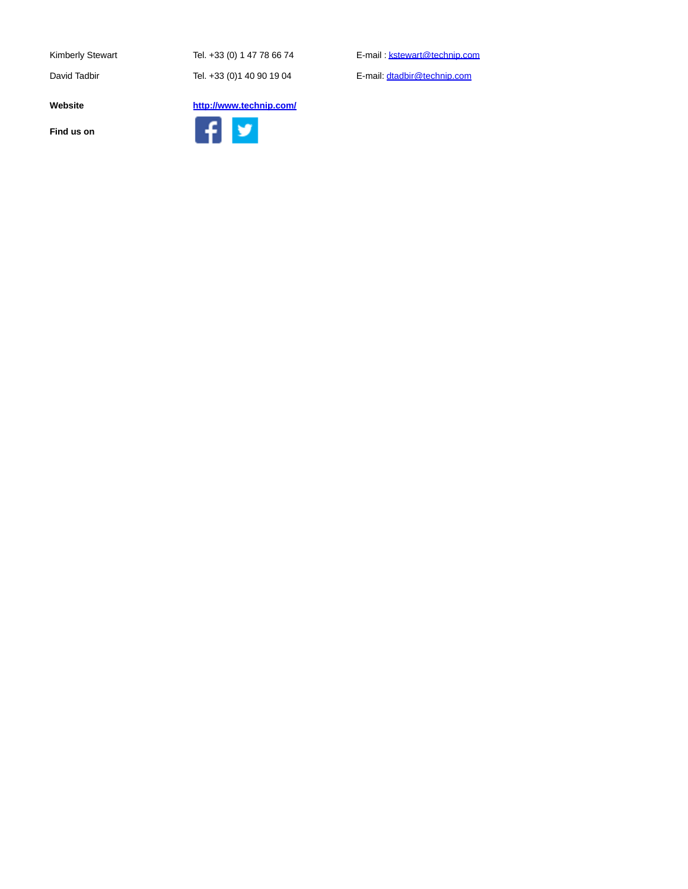| | | |
|---|---|---|
| Kimberly Stewart | Tel. +33 (0) 1 47 78 66 74 | E-mail : kstewart@technip.com |
| David Tadbir | Tel. +33 (0)1 40 90 19 04 | E-mail: dtadbir@technip.com |
| **Website** | **http://www.technip.com/** | |
| **Find us on** | | |